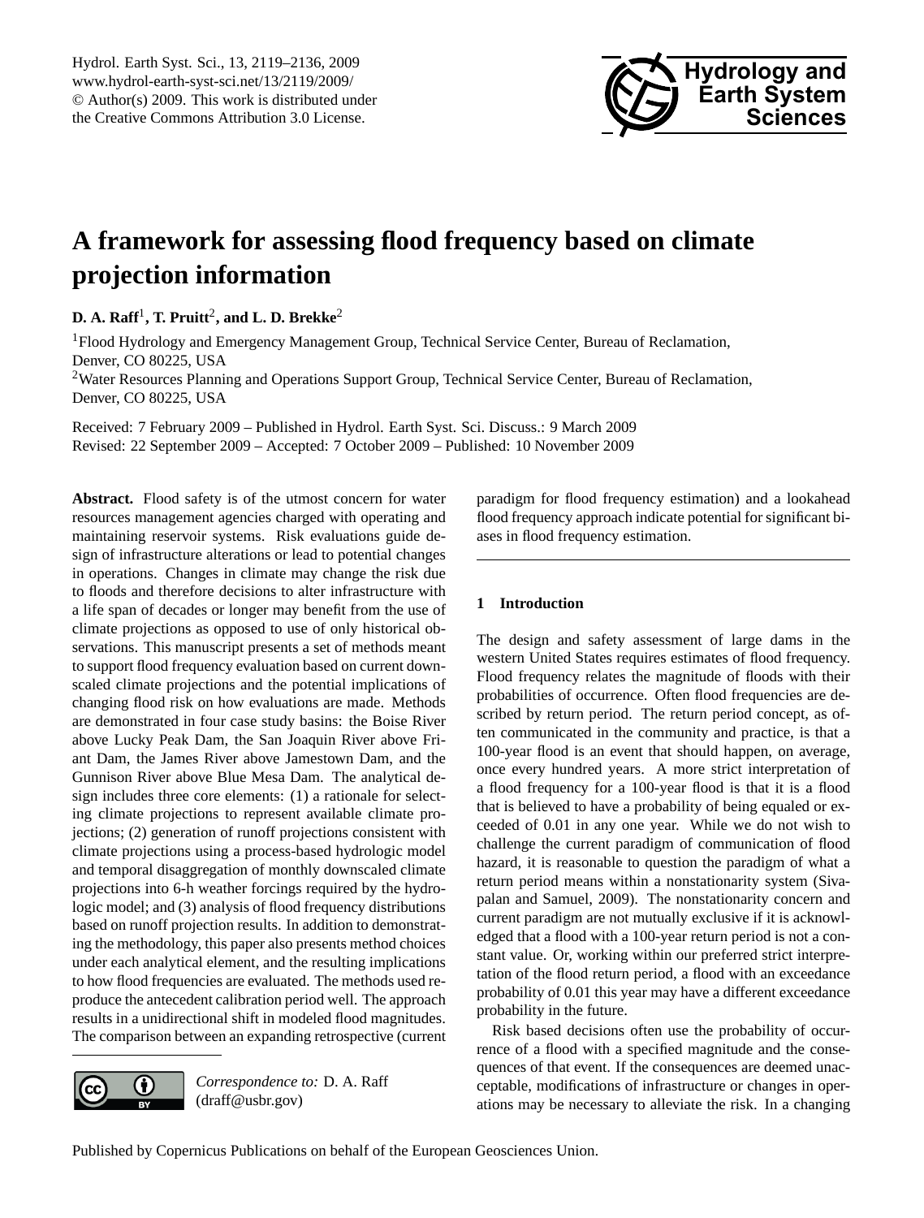# A framework for assessing flood frequency based on climate projection information

**D. A. Raff**[1], **T. Pruitt**[2], **and L. D. Brekke**[2]

[1]Flood Hydrology and Emergency Management Group, Technical Service Center, Bureau of Reclamation, Denver, CO 80225, USA

[2]Water Resources Planning and Operations Support Group, Technical Service Center, Bureau of Reclamation, Denver, CO 80225, USA

Received: 7 February 2009 – Published in Hydrol. Earth Syst. Sci. Discuss.: 9 March 2009
Revised: 22 September 2009 – Accepted: 7 October 2009 – Published: 10 November 2009

**Abstract.** Flood safety is of the utmost concern for water resources management agencies charged with operating and maintaining reservoir systems. Risk evaluations guide design of infrastructure alterations or lead to potential changes in operations. Changes in climate may change the risk due to floods and therefore decisions to alter infrastructure with a life span of decades or longer may benefit from the use of climate projections as opposed to use of only historical observations. This manuscript presents a set of methods meant to support flood frequency evaluation based on current downscaled climate projections and the potential implications of changing flood risk on how evaluations are made. Methods are demonstrated in four case study basins: the Boise River above Lucky Peak Dam, the San Joaquin River above Friant Dam, the James River above Jamestown Dam, and the Gunnison River above Blue Mesa Dam. The analytical design includes three core elements: (1) a rationale for selecting climate projections to represent available climate projections; (2) generation of runoff projections consistent with climate projections using a process-based hydrologic model and temporal disaggregation of monthly downscaled climate projections into 6-h weather forcings required by the hydrologic model; and (3) analysis of flood frequency distributions based on runoff projection results. In addition to demonstrating the methodology, this paper also presents method choices under each analytical element, and the resulting implications to how flood frequencies are evaluated. The methods used reproduce the antecedent calibration period well. The approach results in a unidirectional shift in modeled flood magnitudes. The comparison between an expanding retrospective (current paradigm for flood frequency estimation) and a lookahead flood frequency approach indicate potential for significant biases in flood frequency estimation.

*Correspondence to:* D. A. Raff (draff@usbr.gov)

## 1 Introduction

The design and safety assessment of large dams in the western United States requires estimates of flood frequency. Flood frequency relates the magnitude of floods with their probabilities of occurrence. Often flood frequencies are described by return period. The return period concept, as often communicated in the community and practice, is that a 100-year flood is an event that should happen, on average, once every hundred years. A more strict interpretation of a flood frequency for a 100-year flood is that it is a flood that is believed to have a probability of being equaled or exceeded of 0.01 in any one year. While we do not wish to challenge the current paradigm of communication of flood hazard, it is reasonable to question the paradigm of what a return period means within a nonstationarity system (Sivapalan and Samuel, 2009). The nonstationarity concern and current paradigm are not mutually exclusive if it is acknowledged that a flood with a 100-year return period is not a constant value. Or, working within our preferred strict interpretation of the flood return period, a flood with an exceedance probability of 0.01 this year may have a different exceedance probability in the future.

Risk based decisions often use the probability of occurrence of a flood with a specified magnitude and the consequences of that event. If the consequences are deemed unacceptable, modifications of infrastructure or changes in operations may be necessary to alleviate the risk. In a changing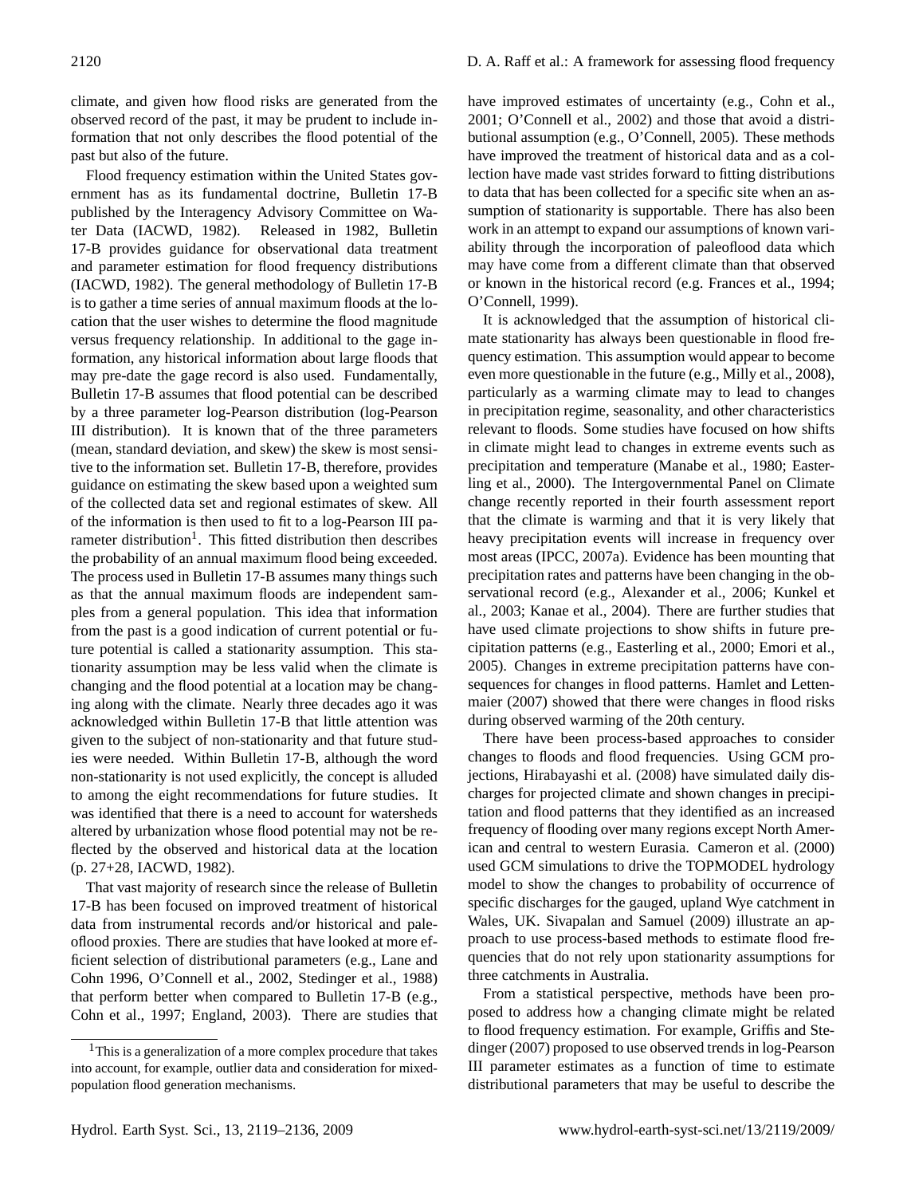climate, and given how flood risks are generated from the observed record of the past, it may be prudent to include information that not only describes the flood potential of the past but also of the future.

Flood frequency estimation within the United States government has as its fundamental doctrine, Bulletin 17-B published by the Interagency Advisory Committee on Water Data (IACWD, 1982). Released in 1982, Bulletin 17-B provides guidance for observational data treatment and parameter estimation for flood frequency distributions (IACWD, 1982). The general methodology of Bulletin 17-B is to gather a time series of annual maximum floods at the location that the user wishes to determine the flood magnitude versus frequency relationship. In additional to the gage information, any historical information about large floods that may pre-date the gage record is also used. Fundamentally, Bulletin 17-B assumes that flood potential can be described by a three parameter log-Pearson distribution (log-Pearson III distribution). It is known that of the three parameters (mean, standard deviation, and skew) the skew is most sensitive to the information set. Bulletin 17-B, therefore, provides guidance on estimating the skew based upon a weighted sum of the collected data set and regional estimates of skew. All of the information is then used to fit to a log-Pearson III parameter distribution[1]. This fitted distribution then describes the probability of an annual maximum flood being exceeded. The process used in Bulletin 17-B assumes many things such as that the annual maximum floods are independent samples from a general population. This idea that information from the past is a good indication of current potential or future potential is called a stationarity assumption. This stationarity assumption may be less valid when the climate is changing and the flood potential at a location may be changing along with the climate. Nearly three decades ago it was acknowledged within Bulletin 17-B that little attention was given to the subject of non-stationarity and that future studies were needed. Within Bulletin 17-B, although the word non-stationarity is not used explicitly, the concept is alluded to among the eight recommendations for future studies. It was identified that there is a need to account for watersheds altered by urbanization whose flood potential may not be reflected by the observed and historical data at the location (p. 27+28, IACWD, 1982).

That vast majority of research since the release of Bulletin 17-B has been focused on improved treatment of historical data from instrumental records and/or historical and paleoflood proxies. There are studies that have looked at more efficient selection of distributional parameters (e.g., Lane and Cohn 1996, O'Connell et al., 2002, Stedinger et al., 1988) that perform better when compared to Bulletin 17-B (e.g., Cohn et al., 1997; England, 2003). There are studies that have improved estimates of uncertainty (e.g., Cohn et al., 2001; O'Connell et al., 2002) and those that avoid a distributional assumption (e.g., O'Connell, 2005). These methods have improved the treatment of historical data and as a collection have made vast strides forward to fitting distributions to data that has been collected for a specific site when an assumption of stationarity is supportable. There has also been work in an attempt to expand our assumptions of known variability through the incorporation of paleoflood data which may have come from a different climate than that observed or known in the historical record (e.g. Frances et al., 1994; O'Connell, 1999).

It is acknowledged that the assumption of historical climate stationarity has always been questionable in flood frequency estimation. This assumption would appear to become even more questionable in the future (e.g., Milly et al., 2008), particularly as a warming climate may to lead to changes in precipitation regime, seasonality, and other characteristics relevant to floods. Some studies have focused on how shifts in climate might lead to changes in extreme events such as precipitation and temperature (Manabe et al., 1980; Easterling et al., 2000). The Intergovernmental Panel on Climate change recently reported in their fourth assessment report that the climate is warming and that it is very likely that heavy precipitation events will increase in frequency over most areas (IPCC, 2007a). Evidence has been mounting that precipitation rates and patterns have been changing in the observational record (e.g., Alexander et al., 2006; Kunkel et al., 2003; Kanae et al., 2004). There are further studies that have used climate projections to show shifts in future precipitation patterns (e.g., Easterling et al., 2000; Emori et al., 2005). Changes in extreme precipitation patterns have consequences for changes in flood patterns. Hamlet and Lettenmaier (2007) showed that there were changes in flood risks during observed warming of the 20th century.

There have been process-based approaches to consider changes to floods and flood frequencies. Using GCM projections, Hirabayashi et al. (2008) have simulated daily discharges for projected climate and shown changes in precipitation and flood patterns that they identified as an increased frequency of flooding over many regions except North American and central to western Eurasia. Cameron et al. (2000) used GCM simulations to drive the TOPMODEL hydrology model to show the changes to probability of occurrence of specific discharges for the gauged, upland Wye catchment in Wales, UK. Sivapalan and Samuel (2009) illustrate an approach to use process-based methods to estimate flood frequencies that do not rely upon stationarity assumptions for three catchments in Australia.

From a statistical perspective, methods have been proposed to address how a changing climate might be related to flood frequency estimation. For example, Griffis and Stedinger (2007) proposed to use observed trends in log-Pearson III parameter estimates as a function of time to estimate distributional parameters that may be useful to describe the

[1] This is a generalization of a more complex procedure that takes into account, for example, outlier data and consideration for mixed-population flood generation mechanisms.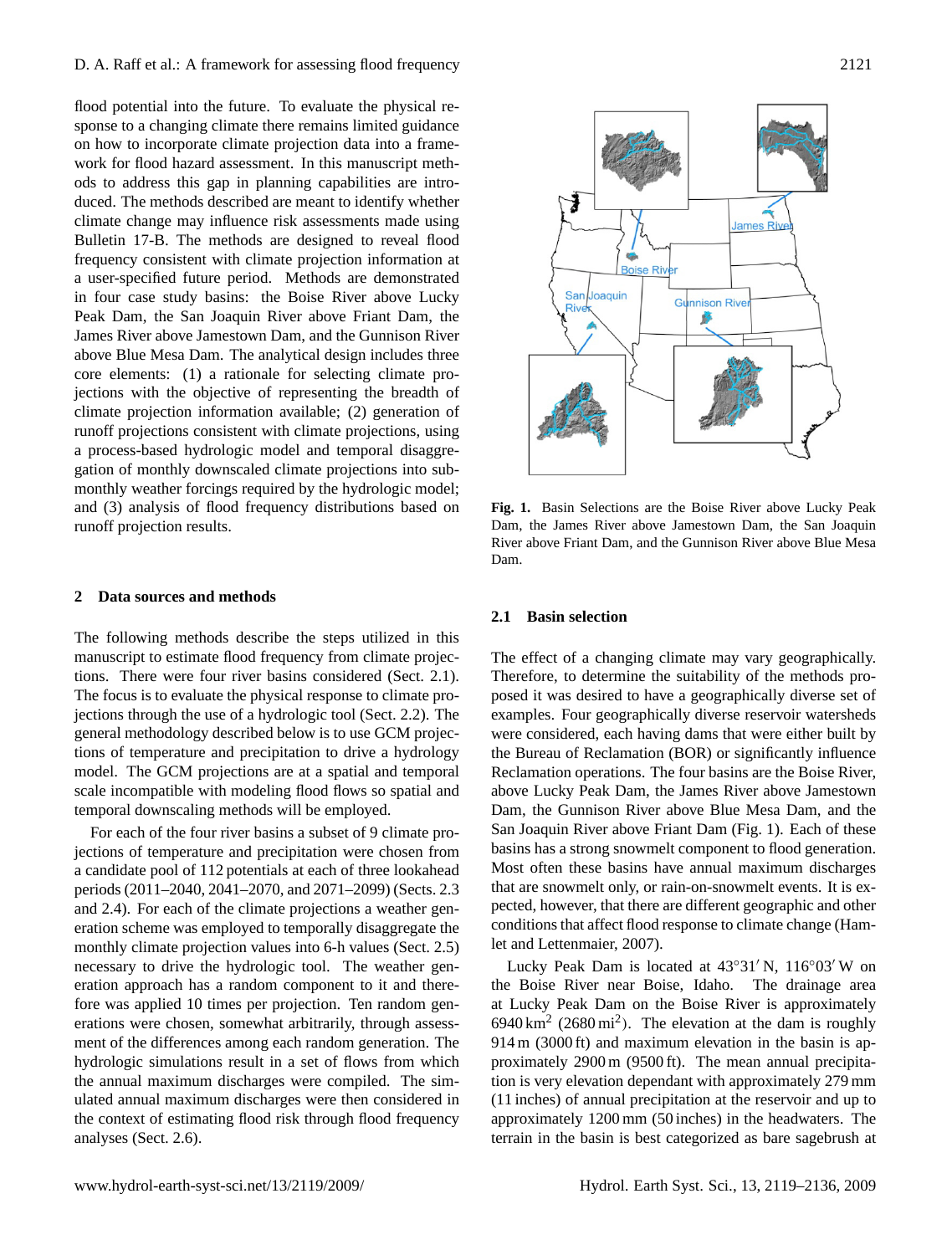flood potential into the future. To evaluate the physical response to a changing climate there remains limited guidance on how to incorporate climate projection data into a framework for flood hazard assessment. In this manuscript methods to address this gap in planning capabilities are introduced. The methods described are meant to identify whether climate change may influence risk assessments made using Bulletin 17-B. The methods are designed to reveal flood frequency consistent with climate projection information at a user-specified future period. Methods are demonstrated in four case study basins: the Boise River above Lucky Peak Dam, the San Joaquin River above Friant Dam, the James River above Jamestown Dam, and the Gunnison River above Blue Mesa Dam. The analytical design includes three core elements: (1) a rationale for selecting climate projections with the objective of representing the breadth of climate projection information available; (2) generation of runoff projections consistent with climate projections, using a process-based hydrologic model and temporal disaggregation of monthly downscaled climate projections into sub-monthly weather forcings required by the hydrologic model; and (3) analysis of flood frequency distributions based on runoff projection results.

## 2 Data sources and methods

The following methods describe the steps utilized in this manuscript to estimate flood frequency from climate projections. There were four river basins considered (Sect. 2.1). The focus is to evaluate the physical response to climate projections through the use of a hydrologic tool (Sect. 2.2). The general methodology described below is to use GCM projections of temperature and precipitation to drive a hydrology model. The GCM projections are at a spatial and temporal scale incompatible with modeling flood flows so spatial and temporal downscaling methods will be employed.

For each of the four river basins a subset of 9 climate projections of temperature and precipitation were chosen from a candidate pool of 112 potentials at each of three lookahead periods (2011–2040, 2041–2070, and 2071–2099) (Sects. 2.3 and 2.4). For each of the climate projections a weather generation scheme was employed to temporally disaggregate the monthly climate projection values into 6-h values (Sect. 2.5) necessary to drive the hydrologic tool. The weather generation approach has a random component to it and therefore was applied 10 times per projection. Ten random generations were chosen, somewhat arbitrarily, through assessment of the differences among each random generation. The hydrologic simulations result in a set of flows from which the annual maximum discharges were compiled. The simulated annual maximum discharges were then considered in the context of estimating flood risk through flood frequency analyses (Sect. 2.6).

**Fig. 1.** Basin Selections are the Boise River above Lucky Peak Dam, the James River above Jamestown Dam, the San Joaquin River above Friant Dam, and the Gunnison River above Blue Mesa Dam.

### 2.1 Basin selection

The effect of a changing climate may vary geographically. Therefore, to determine the suitability of the methods proposed it was desired to have a geographically diverse set of examples. Four geographically diverse reservoir watersheds were considered, each having dams that were either built by the Bureau of Reclamation (BOR) or significantly influence Reclamation operations. The four basins are the Boise River, above Lucky Peak Dam, the James River above Jamestown Dam, the Gunnison River above Blue Mesa Dam, and the San Joaquin River above Friant Dam (Fig. 1). Each of these basins has a strong snowmelt component to flood generation. Most often these basins have annual maximum discharges that are snowmelt only, or rain-on-snowmelt events. It is expected, however, that there are different geographic and other conditions that affect flood response to climate change (Hamlet and Lettenmaier, 2007).

Lucky Peak Dam is located at 43°31′ N, 116°03′ W on the Boise River near Boise, Idaho. The drainage area at Lucky Peak Dam on the Boise River is approximately 6940 $km^2$ (2680 $mi^2$). The elevation at the dam is roughly 914 m (3000 ft) and maximum elevation in the basin is approximately 2900 m (9500 ft). The mean annual precipitation is very elevation dependant with approximately 279 mm (11 inches) of annual precipitation at the reservoir and up to approximately 1200 mm (50 inches) in the headwaters. The terrain in the basin is best categorized as bare sagebrush at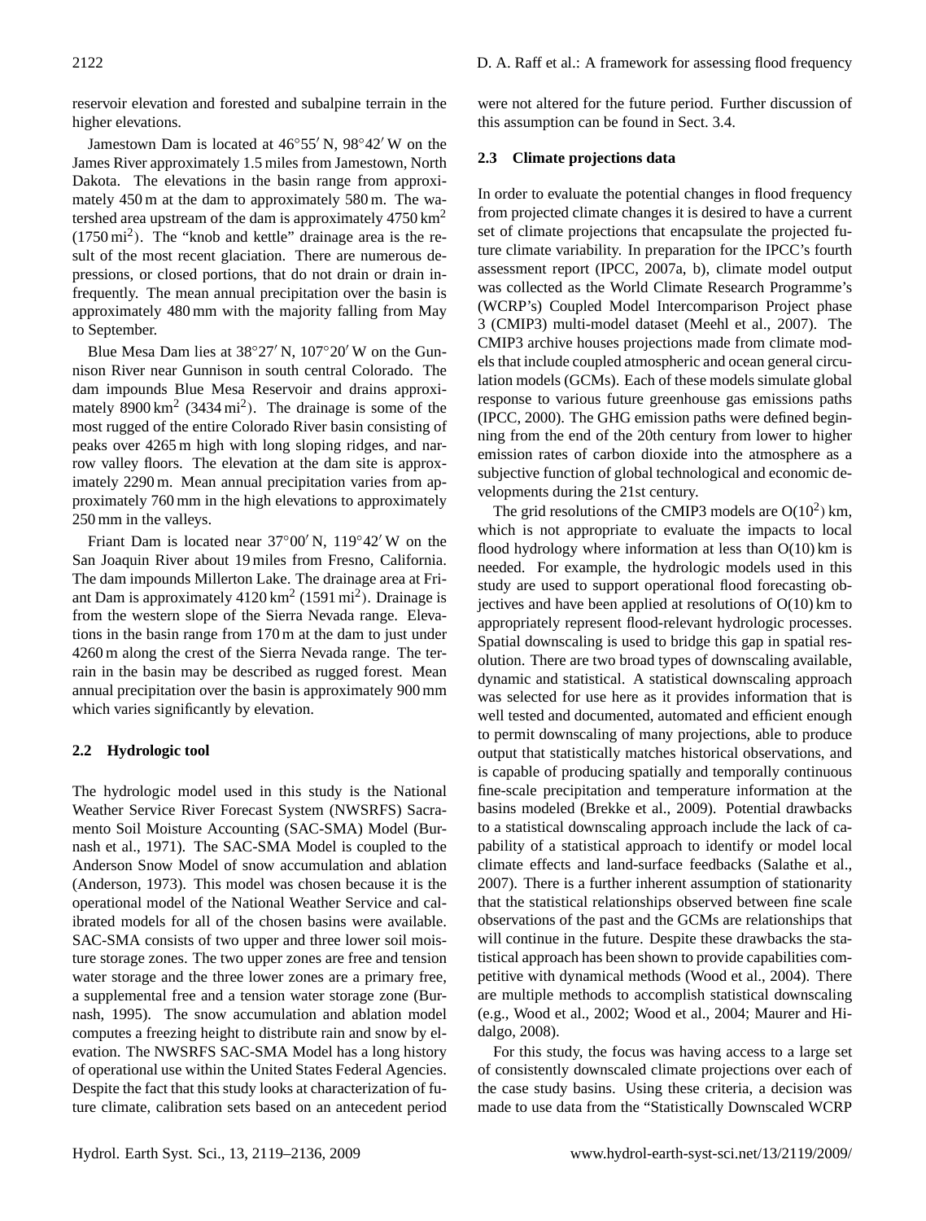reservoir elevation and forested and subalpine terrain in the higher elevations.

Jamestown Dam is located at 46°55′ N, 98°42′ W on the James River approximately 1.5 miles from Jamestown, North Dakota. The elevations in the basin range from approximately 450 m at the dam to approximately 580 m. The watershed area upstream of the dam is approximately 4750 km$^2$ (1750 mi$^2$). The "knob and kettle" drainage area is the result of the most recent glaciation. There are numerous depressions, or closed portions, that do not drain or drain infrequently. The mean annual precipitation over the basin is approximately 480 mm with the majority falling from May to September.

Blue Mesa Dam lies at 38°27′ N, 107°20′ W on the Gunnison River near Gunnison in south central Colorado. The dam impounds Blue Mesa Reservoir and drains approximately 8900 km$^2$ (3434 mi$^2$). The drainage is some of the most rugged of the entire Colorado River basin consisting of peaks over 4265 m high with long sloping ridges, and narrow valley floors. The elevation at the dam site is approximately 2290 m. Mean annual precipitation varies from approximately 760 mm in the high elevations to approximately 250 mm in the valleys.

Friant Dam is located near 37°00′ N, 119°42′ W on the San Joaquin River about 19 miles from Fresno, California. The dam impounds Millerton Lake. The drainage area at Friant Dam is approximately 4120 km$^2$ (1591 mi$^2$). Drainage is from the western slope of the Sierra Nevada range. Elevations in the basin range from 170 m at the dam to just under 4260 m along the crest of the Sierra Nevada range. The terrain in the basin may be described as rugged forest. Mean annual precipitation over the basin is approximately 900 mm which varies significantly by elevation.

### 2.2 Hydrologic tool

The hydrologic model used in this study is the National Weather Service River Forecast System (NWSRFS) Sacramento Soil Moisture Accounting (SAC-SMA) Model (Burnash et al., 1971). The SAC-SMA Model is coupled to the Anderson Snow Model of snow accumulation and ablation (Anderson, 1973). This model was chosen because it is the operational model of the National Weather Service and calibrated models for all of the chosen basins were available. SAC-SMA consists of two upper and three lower soil moisture storage zones. The two upper zones are free and tension water storage and the three lower zones are a primary free, a supplemental free and a tension water storage zone (Burnash, 1995). The snow accumulation and ablation model computes a freezing height to distribute rain and snow by elevation. The NWSRFS SAC-SMA Model has a long history of operational use within the United States Federal Agencies. Despite the fact that this study looks at characterization of future climate, calibration sets based on an antecedent period were not altered for the future period. Further discussion of this assumption can be found in Sect. 3.4.

### 2.3 Climate projections data

In order to evaluate the potential changes in flood frequency from projected climate changes it is desired to have a current set of climate projections that encapsulate the projected future climate variability. In preparation for the IPCC's fourth assessment report (IPCC, 2007a, b), climate model output was collected as the World Climate Research Programme's (WCRP's) Coupled Model Intercomparison Project phase 3 (CMIP3) multi-model dataset (Meehl et al., 2007). The CMIP3 archive houses projections made from climate models that include coupled atmospheric and ocean general circulation models (GCMs). Each of these models simulate global response to various future greenhouse gas emissions paths (IPCC, 2000). The GHG emission paths were defined beginning from the end of the 20th century from lower to higher emission rates of carbon dioxide into the atmosphere as a subjective function of global technological and economic developments during the 21st century.

The grid resolutions of the CMIP3 models are O($10^2$) km, which is not appropriate to evaluate the impacts to local flood hydrology where information at less than O(10) km is needed. For example, the hydrologic models used in this study are used to support operational flood forecasting objectives and have been applied at resolutions of O(10) km to appropriately represent flood-relevant hydrologic processes. Spatial downscaling is used to bridge this gap in spatial resolution. There are two broad types of downscaling available, dynamic and statistical. A statistical downscaling approach was selected for use here as it provides information that is well tested and documented, automated and efficient enough to permit downscaling of many projections, able to produce output that statistically matches historical observations, and is capable of producing spatially and temporally continuous fine-scale precipitation and temperature information at the basins modeled (Brekke et al., 2009). Potential drawbacks to a statistical downscaling approach include the lack of capability of a statistical approach to identify or model local climate effects and land-surface feedbacks (Salathe et al., 2007). There is a further inherent assumption of stationarity that the statistical relationships observed between fine scale observations of the past and the GCMs are relationships that will continue in the future. Despite these drawbacks the statistical approach has been shown to provide capabilities competitive with dynamical methods (Wood et al., 2004). There are multiple methods to accomplish statistical downscaling (e.g., Wood et al., 2002; Wood et al., 2004; Maurer and Hidalgo, 2008).

For this study, the focus was having access to a large set of consistently downscaled climate projections over each of the case study basins. Using these criteria, a decision was made to use data from the "Statistically Downscaled WCRP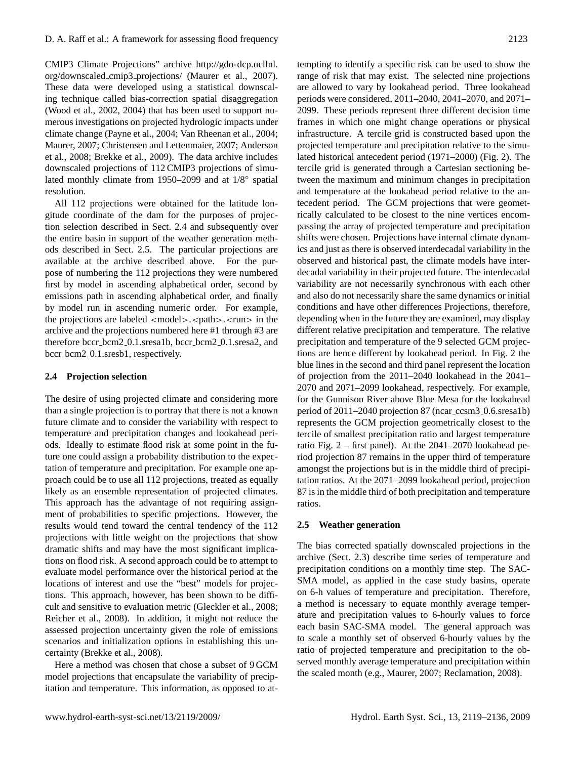CMIP3 Climate Projections" archive http://gdo-dcp.ucllnl.org/downscaled_cmip3_projections/ (Maurer et al., 2007). These data were developed using a statistical downscaling technique called bias-correction spatial disaggregation (Wood et al., 2002, 2004) that has been used to support numerous investigations on projected hydrologic impacts under climate change (Payne et al., 2004; Van Rheenan et al., 2004; Maurer, 2007; Christensen and Lettenmaier, 2007; Anderson et al., 2008; Brekke et al., 2009). The data archive includes downscaled projections of 112 CMIP3 projections of simulated monthly climate from 1950–2099 and at 1/8° spatial resolution.

All 112 projections were obtained for the latitude longitude coordinate of the dam for the purposes of projection selection described in Sect. 2.4 and subsequently over the entire basin in support of the weather generation methods described in Sect. 2.5. The particular projections are available at the archive described above. For the purpose of numbering the 112 projections they were numbered first by model in ascending alphabetical order, second by emissions path in ascending alphabetical order, and finally by model run in ascending numeric order. For example, the projections are labeled <model>.<path>.<run> in the archive and the projections numbered here #1 through #3 are therefore bccr_bcm2_0.1.sresa1b, bccr_bcm2_0.1.sresa2, and bccr_bcm2_0.1.sresb1, respectively.

## 2.4 Projection selection

The desire of using projected climate and considering more than a single projection is to portray that there is not a known future climate and to consider the variability with respect to temperature and precipitation changes and lookahead periods. Ideally to estimate flood risk at some point in the future one could assign a probability distribution to the expectation of temperature and precipitation. For example one approach could be to use all 112 projections, treated as equally likely as an ensemble representation of projected climates. This approach has the advantage of not requiring assignment of probabilities to specific projections. However, the results would tend toward the central tendency of the 112 projections with little weight on the projections that show dramatic shifts and may have the most significant implications on flood risk. A second approach could be to attempt to evaluate model performance over the historical period at the locations of interest and use the "best" models for projections. This approach, however, has been shown to be difficult and sensitive to evaluation metric (Gleckler et al., 2008; Reicher et al., 2008). In addition, it might not reduce the assessed projection uncertainty given the role of emissions scenarios and initialization options in establishing this uncertainty (Brekke et al., 2008).

Here a method was chosen that chose a subset of 9 GCM model projections that encapsulate the variability of precipitation and temperature. This information, as opposed to attempting to identify a specific risk can be used to show the range of risk that may exist. The selected nine projections are allowed to vary by lookahead period. Three lookahead periods were considered, 2011–2040, 2041–2070, and 2071–2099. These periods represent three different decision time frames in which one might change operations or physical infrastructure. A tercile grid is constructed based upon the projected temperature and precipitation relative to the simulated historical antecedent period (1971–2000) (Fig. 2). The tercile grid is generated through a Cartesian sectioning between the maximum and minimum changes in precipitation and temperature at the lookahead period relative to the antecedent period. The GCM projections that were geometrically calculated to be closest to the nine vertices encompassing the array of projected temperature and precipitation shifts were chosen. Projections have internal climate dynamics and just as there is observed interdecadal variability in the observed and historical past, the climate models have interdecadal variability in their projected future. The interdecadal variability are not necessarily synchronous with each other and also do not necessarily share the same dynamics or initial conditions and have other differences Projections, therefore, depending when in the future they are examined, may display different relative precipitation and temperature. The relative precipitation and temperature of the 9 selected GCM projections are hence different by lookahead period. In Fig. 2 the blue lines in the second and third panel represent the location of projection from the 2011–2040 lookahead in the 2041–2070 and 2071–2099 lookahead, respectively. For example, for the Gunnison River above Blue Mesa for the lookahead period of 2011–2040 projection 87 (ncar_ccsm3_0.6.sresa1b) represents the GCM projection geometrically closest to the tercile of smallest precipitation ratio and largest temperature ratio Fig. 2 – first panel). At the 2041–2070 lookahead period projection 87 remains in the upper third of temperature amongst the projections but is in the middle third of precipitation ratios. At the 2071–2099 lookahead period, projection 87 is in the middle third of both precipitation and temperature ratios.

## 2.5 Weather generation

The bias corrected spatially downscaled projections in the archive (Sect. 2.3) describe time series of temperature and precipitation conditions on a monthly time step. The SAC-SMA model, as applied in the case study basins, operate on 6-h values of temperature and precipitation. Therefore, a method is necessary to equate monthly average temperature and precipitation values to 6-hourly values to force each basin SAC-SMA model. The general approach was to scale a monthly set of observed 6-hourly values by the ratio of projected temperature and precipitation to the observed monthly average temperature and precipitation within the scaled month (e.g., Maurer, 2007; Reclamation, 2008).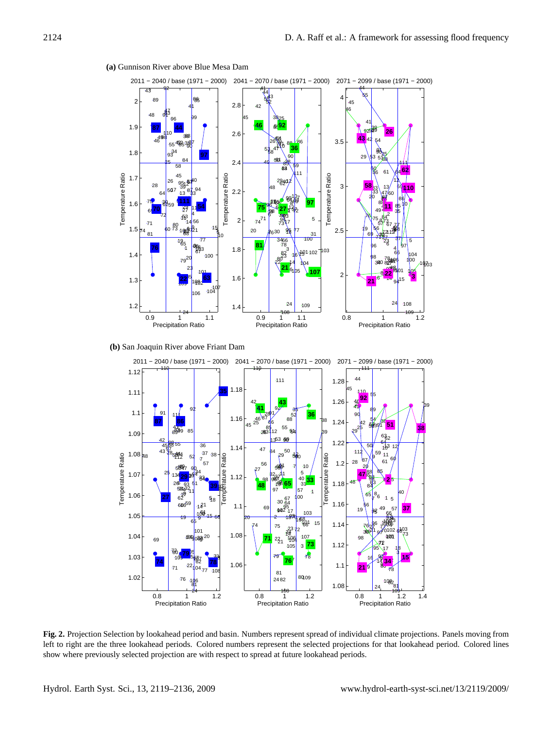**(a)** Gunnison River above Blue Mesa Dam

**(b)** San Joaquin River above Friant Dam

**Fig. 2.** Projection Selection by lookahead period and basin. Numbers represent spread of individual climate projections. Panels moving from left to right are the three lookahead periods. Colored numbers represent the selected projections for that lookahead period. Colored lines show where previously selected projection are with respect to spread at future lookahead periods.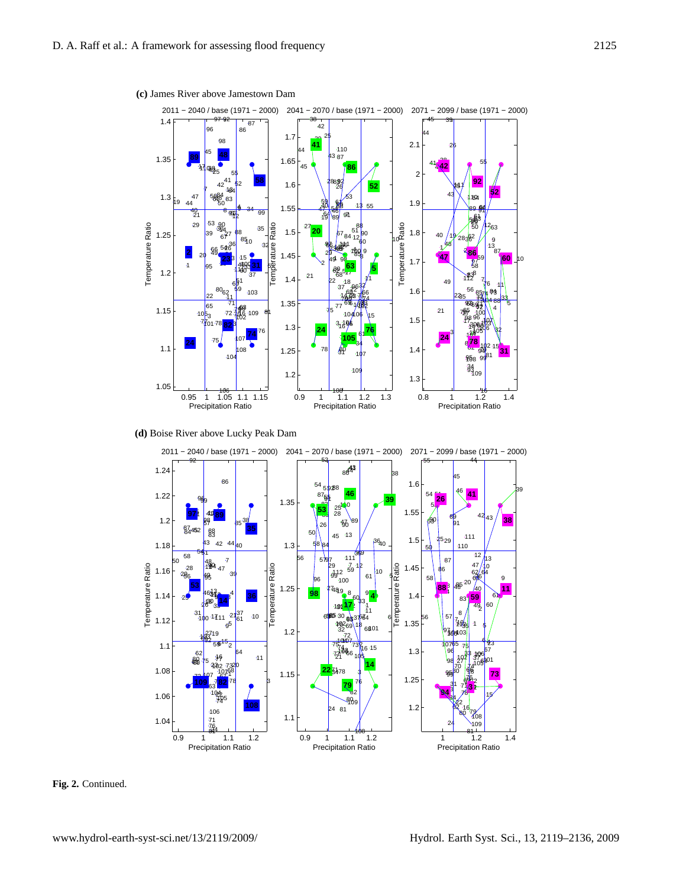**(c)** James River above Jamestown Dam

**(d)** Boise River above Lucky Peak Dam

**Fig. 2.** Continued.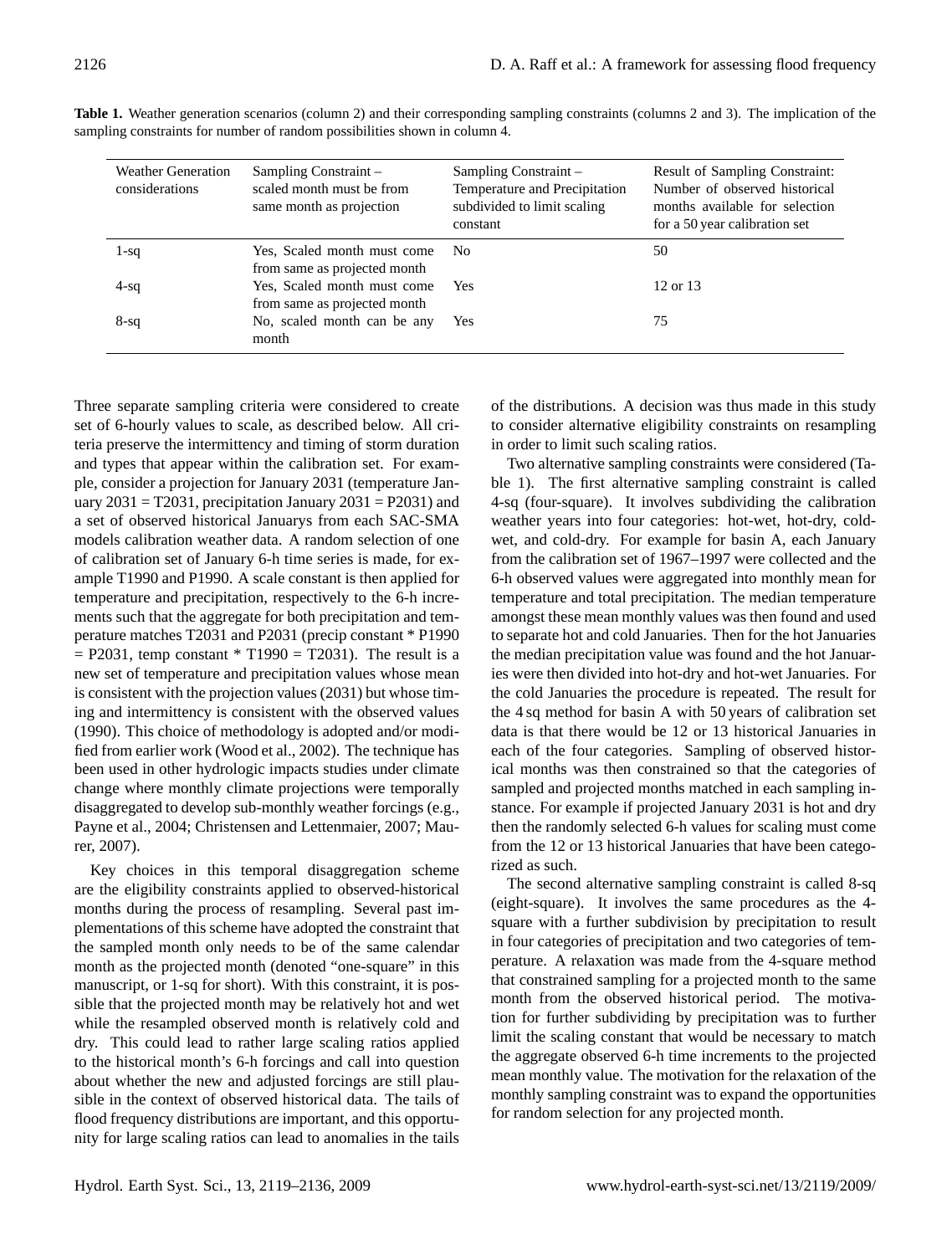**Table 1.** Weather generation scenarios (column 2) and their corresponding sampling constraints (columns 2 and 3). The implication of the sampling constraints for number of random possibilities shown in column 4.

| Weather Generation considerations | Sampling Constraint – scaled month must be from same month as projection | Sampling Constraint – Temperature and Precipitation subdivided to limit scaling constant | Result of Sampling Constraint: Number of observed historical months available for selection for a 50 year calibration set |
|---|---|---|---|
| 1-sq | Yes, Scaled month must come from same as projected month | No | 50 |
| 4-sq | Yes, Scaled month must come from same as projected month | Yes | 12 or 13 |
| 8-sq | No, scaled month can be any month | Yes | 75 |

Three separate sampling criteria were considered to create set of 6-hourly values to scale, as described below. All criteria preserve the intermittency and timing of storm duration and types that appear within the calibration set. For example, consider a projection for January 2031 (temperature January 2031 = T2031, precipitation January 2031 = P2031) and a set of observed historical Januarys from each SAC-SMA models calibration weather data. A random selection of one of calibration set of January 6-h time series is made, for example T1990 and P1990. A scale constant is then applied for temperature and precipitation, respectively to the 6-h increments such that the aggregate for both precipitation and temperature matches T2031 and P2031 (precip constant * P1990 = P2031, temp constant * T1990 = T2031). The result is a new set of temperature and precipitation values whose mean is consistent with the projection values (2031) but whose timing and intermittency is consistent with the observed values (1990). This choice of methodology is adopted and/or modified from earlier work (Wood et al., 2002). The technique has been used in other hydrologic impacts studies under climate change where monthly climate projections were temporally disaggregated to develop sub-monthly weather forcings (e.g., Payne et al., 2004; Christensen and Lettenmaier, 2007; Maurer, 2007).

Key choices in this temporal disaggregation scheme are the eligibility constraints applied to observed-historical months during the process of resampling. Several past implementations of this scheme have adopted the constraint that the sampled month only needs to be of the same calendar month as the projected month (denoted "one-square" in this manuscript, or 1-sq for short). With this constraint, it is possible that the projected month may be relatively hot and wet while the resampled observed month is relatively cold and dry. This could lead to rather large scaling ratios applied to the historical month's 6-h forcings and call into question about whether the new and adjusted forcings are still plausible in the context of observed historical data. The tails of flood frequency distributions are important, and this opportunity for large scaling ratios can lead to anomalies in the tails of the distributions. A decision was thus made in this study to consider alternative eligibility constraints on resampling in order to limit such scaling ratios.

Two alternative sampling constraints were considered (Table 1). The first alternative sampling constraint is called 4-sq (four-square). It involves subdividing the calibration weather years into four categories: hot-wet, hot-dry, cold-wet, and cold-dry. For example for basin A, each January from the calibration set of 1967–1997 were collected and the 6-h observed values were aggregated into monthly mean for temperature and total precipitation. The median temperature amongst these mean monthly values was then found and used to separate hot and cold Januaries. Then for the hot Januaries the median precipitation value was found and the hot Januaries were then divided into hot-dry and hot-wet Januaries. For the cold Januaries the procedure is repeated. The result for the 4 sq method for basin A with 50 years of calibration set data is that there would be 12 or 13 historical Januaries in each of the four categories. Sampling of observed historical months was then constrained so that the categories of sampled and projected months matched in each sampling instance. For example if projected January 2031 is hot and dry then the randomly selected 6-h values for scaling must come from the 12 or 13 historical Januaries that have been categorized as such.

The second alternative sampling constraint is called 8-sq (eight-square). It involves the same procedures as the 4-square with a further subdivision by precipitation to result in four categories of precipitation and two categories of temperature. A relaxation was made from the 4-square method that constrained sampling for a projected month to the same month from the observed historical period. The motivation for further subdividing by precipitation was to further limit the scaling constant that would be necessary to match the aggregate observed 6-h time increments to the projected mean monthly value. The motivation for the relaxation of the monthly sampling constraint was to expand the opportunities for random selection for any projected month.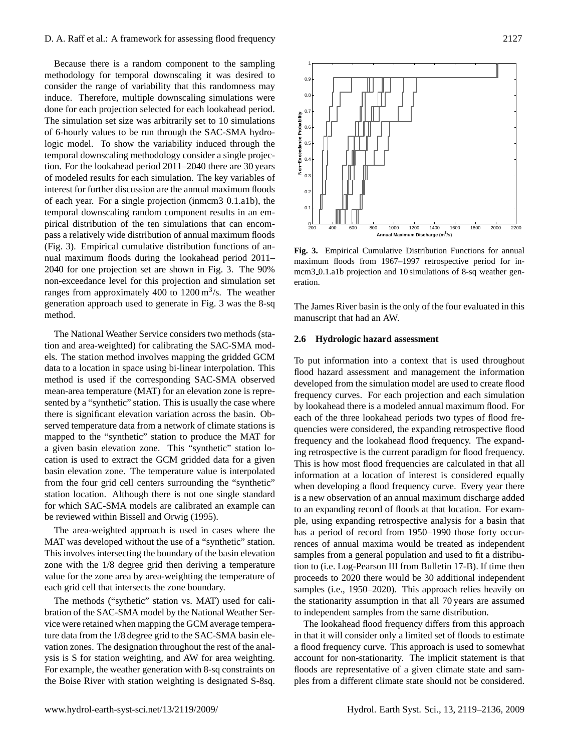Because there is a random component to the sampling methodology for temporal downscaling it was desired to consider the range of variability that this randomness may induce. Therefore, multiple downscaling simulations were done for each projection selected for each lookahead period. The simulation set size was arbitrarily set to 10 simulations of 6-hourly values to be run through the SAC-SMA hydrologic model. To show the variability induced through the temporal downscaling methodology consider a single projection. For the lookahead period 2011–2040 there are 30 years of modeled results for each simulation. The key variables of interest for further discussion are the annual maximum floods of each year. For a single projection (inmcm3_0.1.a1b), the temporal downscaling random component results in an empirical distribution of the ten simulations that can encompass a relatively wide distribution of annual maximum floods (Fig. 3). Empirical cumulative distribution functions of annual maximum floods during the lookahead period 2011–2040 for one projection set are shown in Fig. 3. The 90% non-exceedance level for this projection and simulation set ranges from approximately 400 to 1200 $m^3$/s. The weather generation approach used to generate in Fig. 3 was the 8-sq method.

The National Weather Service considers two methods (station and area-weighted) for calibrating the SAC-SMA models. The station method involves mapping the gridded GCM data to a location in space using bi-linear interpolation. This method is used if the corresponding SAC-SMA observed mean-area temperature (MAT) for an elevation zone is represented by a "synthetic" station. This is usually the case where there is significant elevation variation across the basin. Observed temperature data from a network of climate stations is mapped to the "synthetic" station to produce the MAT for a given basin elevation zone. This "synthetic" station location is used to extract the GCM gridded data for a given basin elevation zone. The temperature value is interpolated from the four grid cell centers surrounding the "synthetic" station location. Although there is not one single standard for which SAC-SMA models are calibrated an example can be reviewed within Bissell and Orwig (1995).

The area-weighted approach is used in cases where the MAT was developed without the use of a "synthetic" station. This involves intersecting the boundary of the basin elevation zone with the 1/8 degree grid then deriving a temperature value for the zone area by area-weighting the temperature of each grid cell that intersects the zone boundary.

The methods ("sythetic" station vs. MAT) used for calibration of the SAC-SMA model by the National Weather Service were retained when mapping the GCM average temperature data from the 1/8 degree grid to the SAC-SMA basin elevation zones. The designation throughout the rest of the analysis is S for station weighting, and AW for area weighting. For example, the weather generation with 8-sq constraints on the Boise River with station weighting is designated S-8sq.

**Fig. 3.** Empirical Cumulative Distribution Functions for annual maximum floods from 1967–1997 retrospective period for inmcm3_0.1.a1b projection and 10 simulations of 8-sq weather generation.

The James River basin is the only of the four evaluated in this manuscript that had an AW.

### 2.6 Hydrologic hazard assessment

To put information into a context that is used throughout flood hazard assessment and management the information developed from the simulation model are used to create flood frequency curves. For each projection and each simulation by lookahead there is a modeled annual maximum flood. For each of the three lookahead periods two types of flood frequencies were considered, the expanding retrospective flood frequency and the lookahead flood frequency. The expanding retrospective is the current paradigm for flood frequency. This is how most flood frequencies are calculated in that all information at a location of interest is considered equally when developing a flood frequency curve. Every year there is a new observation of an annual maximum discharge added to an expanding record of floods at that location. For example, using expanding retrospective analysis for a basin that has a period of record from 1950–1990 those forty occurrences of annual maxima would be treated as independent samples from a general population and used to fit a distribution to (i.e. Log-Pearson III from Bulletin 17-B). If time then proceeds to 2020 there would be 30 additional independent samples (i.e., 1950–2020). This approach relies heavily on the stationarity assumption in that all 70 years are assumed to independent samples from the same distribution.

The lookahead flood frequency differs from this approach in that it will consider only a limited set of floods to estimate a flood frequency curve. This approach is used to somewhat account for non-stationarity. The implicit statement is that floods are representative of a given climate state and samples from a different climate state should not be considered.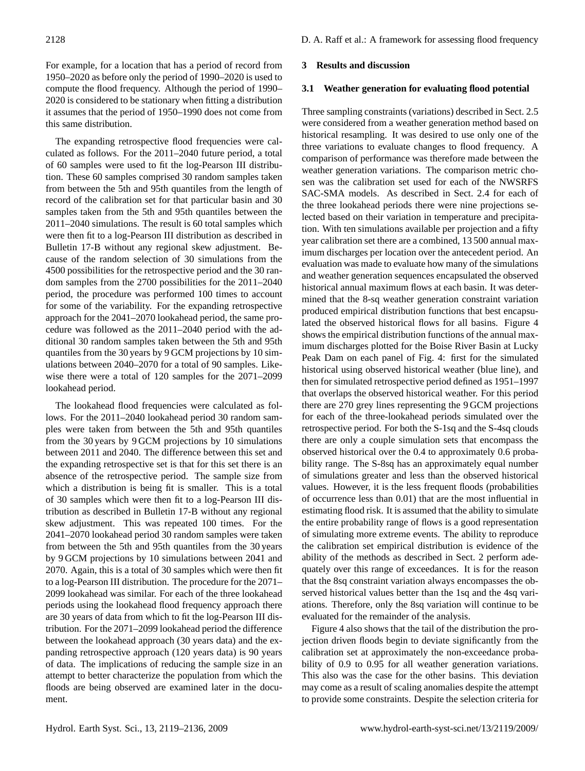For example, for a location that has a period of record from 1950–2020 as before only the period of 1990–2020 is used to compute the flood frequency. Although the period of 1990–2020 is considered to be stationary when fitting a distribution it assumes that the period of 1950–1990 does not come from this same distribution.

The expanding retrospective flood frequencies were calculated as follows. For the 2011–2040 future period, a total of 60 samples were used to fit the log-Pearson III distribution. These 60 samples comprised 30 random samples taken from between the 5th and 95th quantiles from the length of record of the calibration set for that particular basin and 30 samples taken from the 5th and 95th quantiles between the 2011–2040 simulations. The result is 60 total samples which were then fit to a log-Pearson III distribution as described in Bulletin 17-B without any regional skew adjustment. Because of the random selection of 30 simulations from the 4500 possibilities for the retrospective period and the 30 random samples from the 2700 possibilities for the 2011–2040 period, the procedure was performed 100 times to account for some of the variability. For the expanding retrospective approach for the 2041–2070 lookahead period, the same procedure was followed as the 2011–2040 period with the additional 30 random samples taken between the 5th and 95th quantiles from the 30 years by 9 GCM projections by 10 simulations between 2040–2070 for a total of 90 samples. Likewise there were a total of 120 samples for the 2071–2099 lookahead period.

The lookahead flood frequencies were calculated as follows. For the 2011–2040 lookahead period 30 random samples were taken from between the 5th and 95th quantiles from the 30 years by 9 GCM projections by 10 simulations between 2011 and 2040. The difference between this set and the expanding retrospective set is that for this set there is an absence of the retrospective period. The sample size from which a distribution is being fit is smaller. This is a total of 30 samples which were then fit to a log-Pearson III distribution as described in Bulletin 17-B without any regional skew adjustment. This was repeated 100 times. For the 2041–2070 lookahead period 30 random samples were taken from between the 5th and 95th quantiles from the 30 years by 9 GCM projections by 10 simulations between 2041 and 2070. Again, this is a total of 30 samples which were then fit to a log-Pearson III distribution. The procedure for the 2071–2099 lookahead was similar. For each of the three lookahead periods using the lookahead flood frequency approach there are 30 years of data from which to fit the log-Pearson III distribution. For the 2071–2099 lookahead period the difference between the lookahead approach (30 years data) and the expanding retrospective approach (120 years data) is 90 years of data. The implications of reducing the sample size in an attempt to better characterize the population from which the floods are being observed are examined later in the document.

## 3 Results and discussion

### 3.1 Weather generation for evaluating flood potential

Three sampling constraints (variations) described in Sect. 2.5 were considered from a weather generation method based on historical resampling. It was desired to use only one of the three variations to evaluate changes to flood frequency. A comparison of performance was therefore made between the weather generation variations. The comparison metric chosen was the calibration set used for each of the NWSRFS SAC-SMA models. As described in Sect. 2.4 for each of the three lookahead periods there were nine projections selected based on their variation in temperature and precipitation. With ten simulations available per projection and a fifty year calibration set there are a combined, 13 500 annual maximum discharges per location over the antecedent period. An evaluation was made to evaluate how many of the simulations and weather generation sequences encapsulated the observed historical annual maximum flows at each basin. It was determined that the 8-sq weather generation constraint variation produced empirical distribution functions that best encapsulated the observed historical flows for all basins. Figure 4 shows the empirical distribution functions of the annual maximum discharges plotted for the Boise River Basin at Lucky Peak Dam on each panel of Fig. 4: first for the simulated historical using observed historical weather (blue line), and then for simulated retrospective period defined as 1951–1997 that overlaps the observed historical weather. For this period there are 270 grey lines representing the 9 GCM projections for each of the three-lookahead periods simulated over the retrospective period. For both the S-1sq and the S-4sq clouds there are only a couple simulation sets that encompass the observed historical over the 0.4 to approximately 0.6 probability range. The S-8sq has an approximately equal number of simulations greater and less than the observed historical values. However, it is the less frequent floods (probabilities of occurrence less than 0.01) that are the most influential in estimating flood risk. It is assumed that the ability to simulate the entire probability range of flows is a good representation of simulating more extreme events. The ability to reproduce the calibration set empirical distribution is evidence of the ability of the methods as described in Sect. 2 perform adequately over this range of exceedances. It is for the reason that the 8sq constraint variation always encompasses the observed historical values better than the 1sq and the 4sq variations. Therefore, only the 8sq variation will continue to be evaluated for the remainder of the analysis.

Figure 4 also shows that the tail of the distribution the projection driven floods begin to deviate significantly from the calibration set at approximately the non-exceedance probability of 0.9 to 0.95 for all weather generation variations. This also was the case for the other basins. This deviation may come as a result of scaling anomalies despite the attempt to provide some constraints. Despite the selection criteria for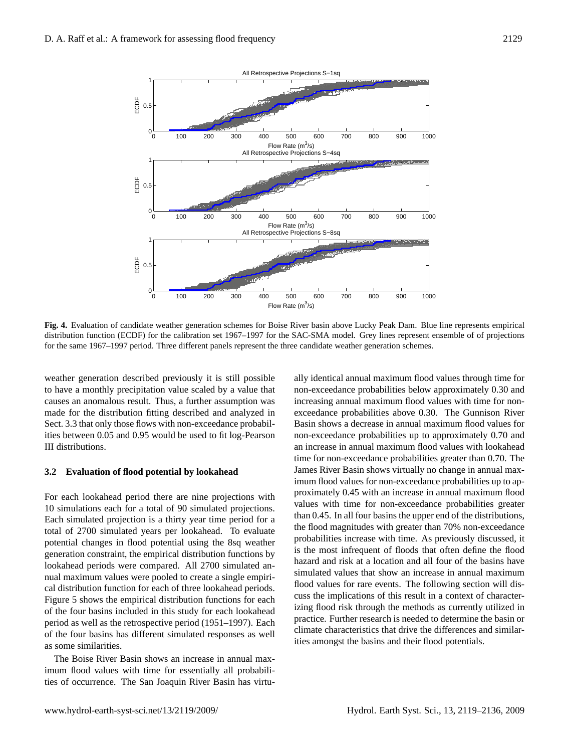**Fig. 4.** Evaluation of candidate weather generation schemes for Boise River basin above Lucky Peak Dam. Blue line represents empirical distribution function (ECDF) for the calibration set 1967–1997 for the SAC-SMA model. Grey lines represent ensemble of of projections for the same 1967–1997 period. Three different panels represent the three candidate weather generation schemes.

weather generation described previously it is still possible to have a monthly precipitation value scaled by a value that causes an anomalous result. Thus, a further assumption was made for the distribution fitting described and analyzed in Sect. 3.3 that only those flows with non-exceedance probabilities between 0.05 and 0.95 would be used to fit log-Pearson III distributions.

### 3.2 Evaluation of flood potential by lookahead

For each lookahead period there are nine projections with 10 simulations each for a total of 90 simulated projections. Each simulated projection is a thirty year time period for a total of 2700 simulated years per lookahead. To evaluate potential changes in flood potential using the 8sq weather generation constraint, the empirical distribution functions by lookahead periods were compared. All 2700 simulated annual maximum values were pooled to create a single empirical distribution function for each of three lookahead periods. Figure 5 shows the empirical distribution functions for each of the four basins included in this study for each lookahead period as well as the retrospective period (1951–1997). Each of the four basins has different simulated responses as well as some similarities.

The Boise River Basin shows an increase in annual maximum flood values with time for essentially all probabilities of occurrence. The San Joaquin River Basin has virtually identical annual maximum flood values through time for non-exceedance probabilities below approximately 0.30 and increasing annual maximum flood values with time for non-exceedance probabilities above 0.30. The Gunnison River Basin shows a decrease in annual maximum flood values for non-exceedance probabilities up to approximately 0.70 and an increase in annual maximum flood values with lookahead time for non-exceedance probabilities greater than 0.70. The James River Basin shows virtually no change in annual maximum flood values for non-exceedance probabilities up to approximately 0.45 with an increase in annual maximum flood values with time for non-exceedance probabilities greater than 0.45. In all four basins the upper end of the distributions, the flood magnitudes with greater than 70% non-exceedance probabilities increase with time. As previously discussed, it is the most infrequent of floods that often define the flood hazard and risk at a location and all four of the basins have simulated values that show an increase in annual maximum flood values for rare events. The following section will discuss the implications of this result in a context of characterizing flood risk through the methods as currently utilized in practice. Further research is needed to determine the basin or climate characteristics that drive the differences and similarities amongst the basins and their flood potentials.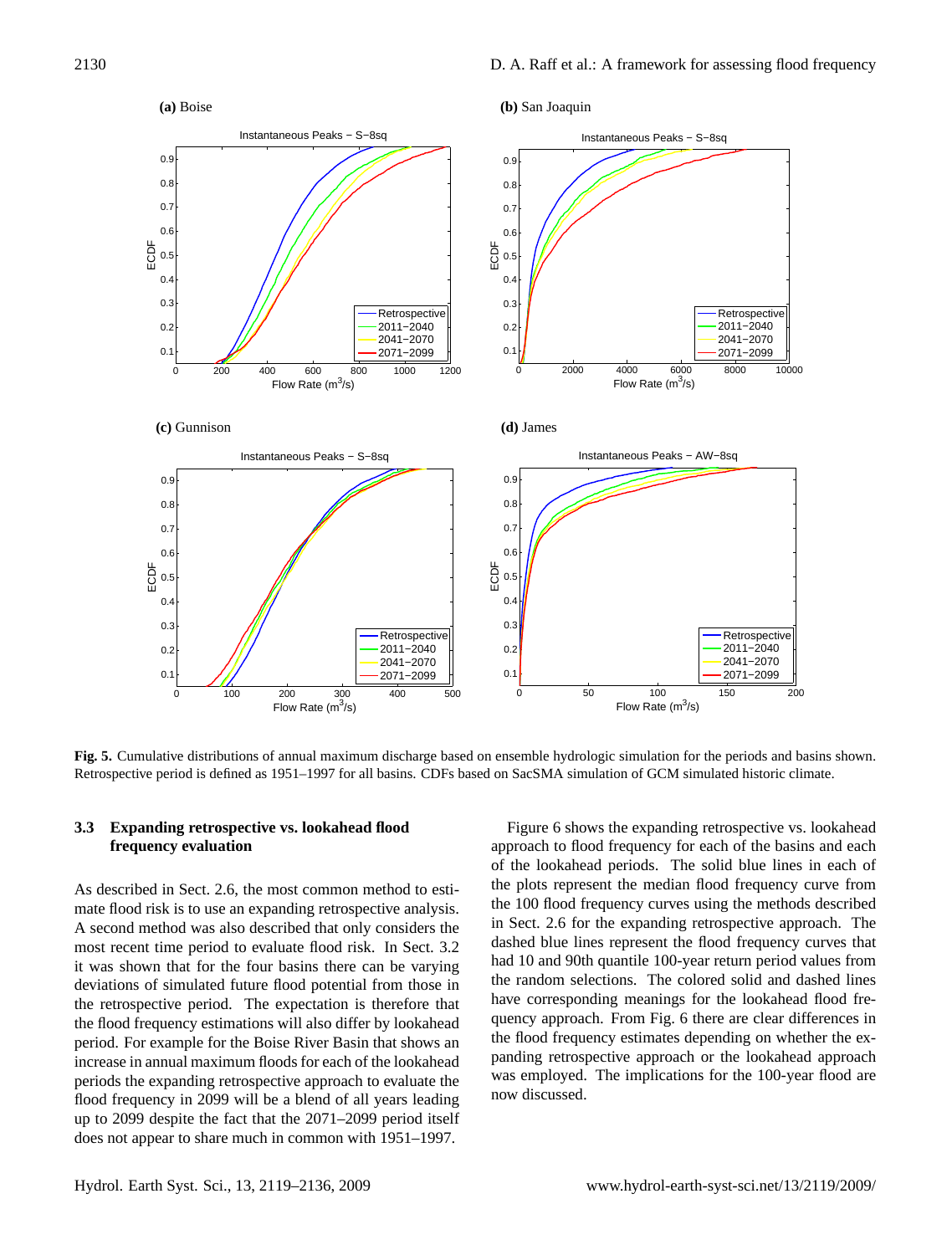**(a)** Boise

**(b)** San Joaquin

**(c)** Gunnison

**(d)** James

**Fig. 5.** Cumulative distributions of annual maximum discharge based on ensemble hydrologic simulation for the periods and basins shown. Retrospective period is defined as 1951–1997 for all basins. CDFs based on SacSMA simulation of GCM simulated historic climate.

### 3.3 Expanding retrospective vs. lookahead flood frequency evaluation

As described in Sect. 2.6, the most common method to estimate flood risk is to use an expanding retrospective analysis. A second method was also described that only considers the most recent time period to evaluate flood risk. In Sect. 3.2 it was shown that for the four basins there can be varying deviations of simulated future flood potential from those in the retrospective period. The expectation is therefore that the flood frequency estimations will also differ by lookahead period. For example for the Boise River Basin that shows an increase in annual maximum floods for each of the lookahead periods the expanding retrospective approach to evaluate the flood frequency in 2099 will be a blend of all years leading up to 2099 despite the fact that the 2071–2099 period itself does not appear to share much in common with 1951–1997.

Figure 6 shows the expanding retrospective vs. lookahead approach to flood frequency for each of the basins and each of the lookahead periods. The solid blue lines in each of the plots represent the median flood frequency curve from the 100 flood frequency curves using the methods described in Sect. 2.6 for the expanding retrospective approach. The dashed blue lines represent the flood frequency curves that had 10 and 90th quantile 100-year return period values from the random selections. The colored solid and dashed lines have corresponding meanings for the lookahead flood frequency approach. From Fig. 6 there are clear differences in the flood frequency estimates depending on whether the expanding retrospective approach or the lookahead approach was employed. The implications for the 100-year flood are now discussed.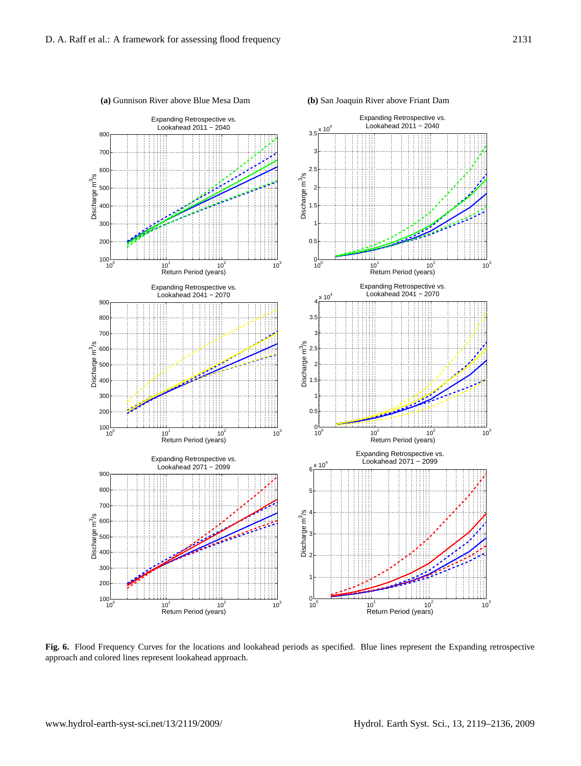**(a)** Gunnison River above Blue Mesa Dam

**(b)** San Joaquin River above Friant Dam

Expanding Retrospective vs. Lookahead 2011 − 2040

Expanding Retrospective vs. Lookahead 2041 − 2070

Expanding Retrospective vs. Lookahead 2071 − 2099

**Fig. 6.** Flood Frequency Curves for the locations and lookahead periods as specified. Blue lines represent the Expanding retrospective approach and colored lines represent lookahead approach.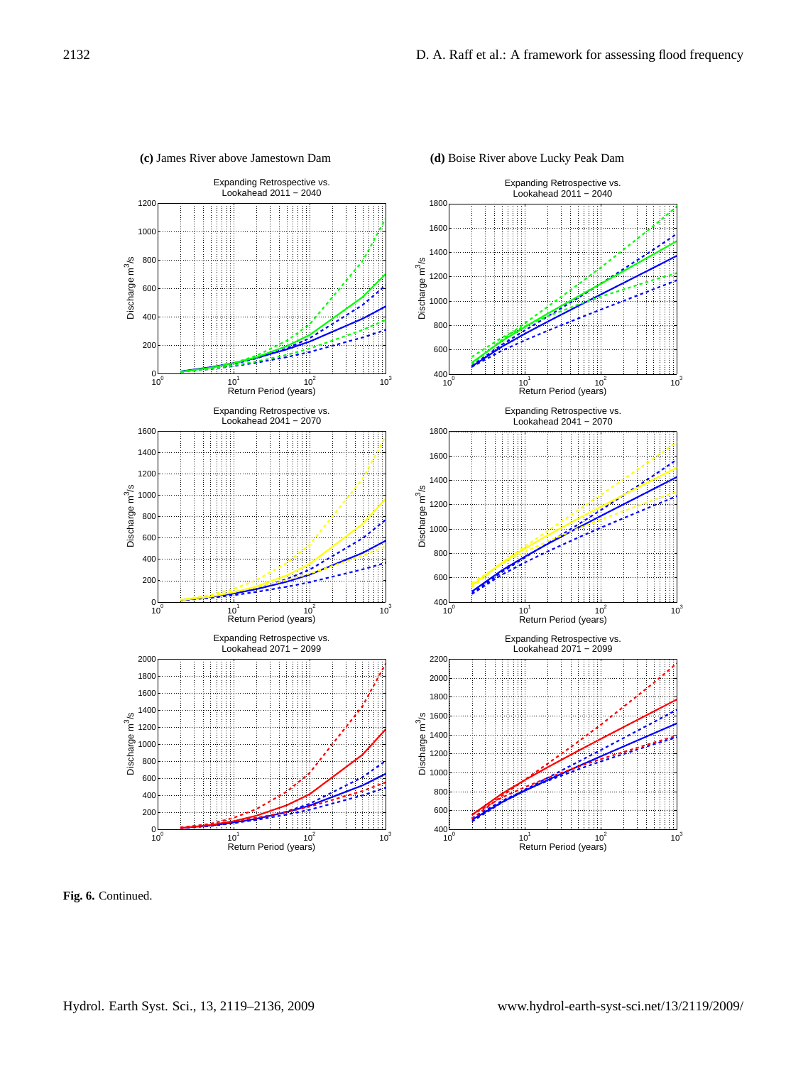**(c)** James River above Jamestown Dam

**(d)** Boise River above Lucky Peak Dam

Expanding Retrospective vs. Lookahead 2011 − 2040

Expanding Retrospective vs. Lookahead 2041 − 2070

Expanding Retrospective vs. Lookahead 2071 − 2099

**Fig. 6.** Continued.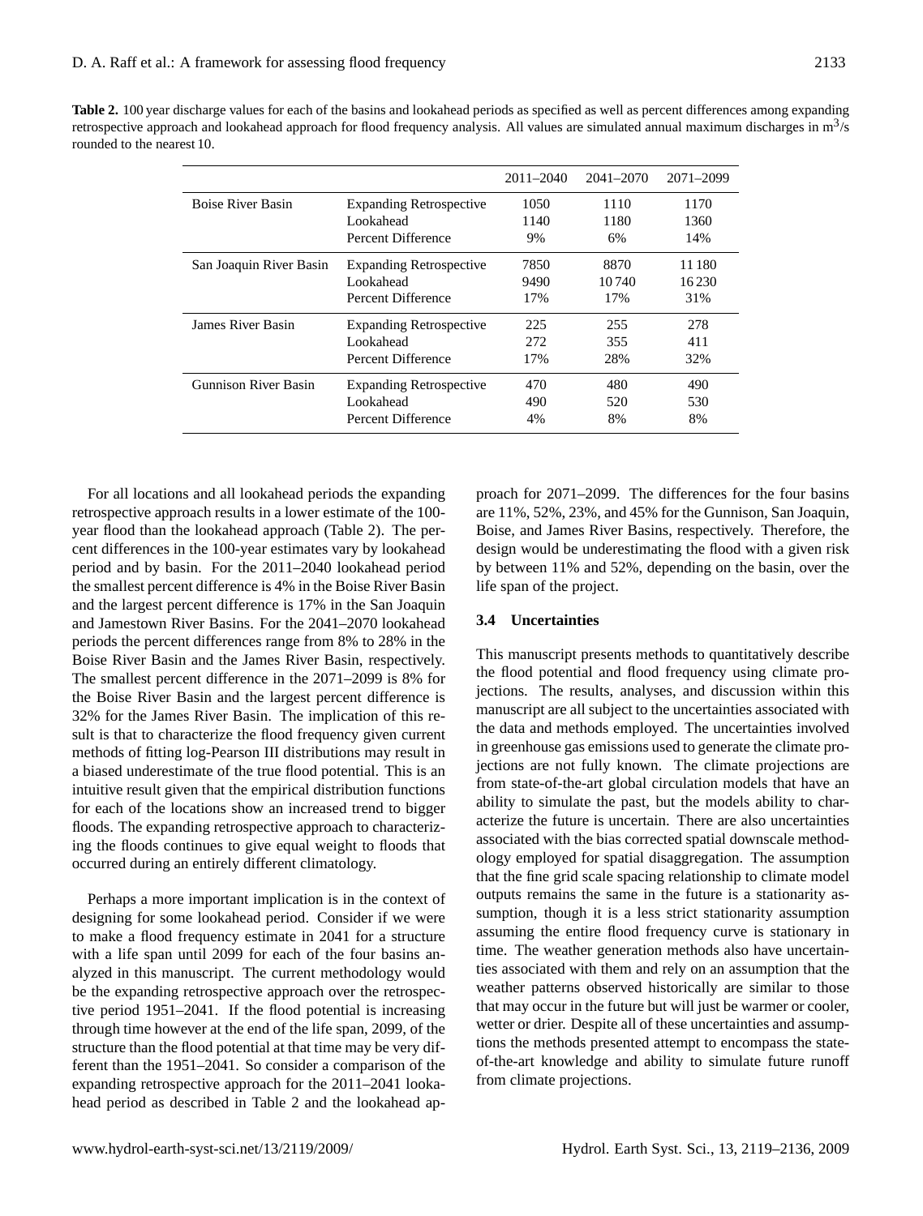**Table 2.** 100 year discharge values for each of the basins and lookahead periods as specified as well as percent differences among expanding retrospective approach and lookahead approach for flood frequency analysis. All values are simulated annual maximum discharges in $m^3/s$ rounded to the nearest 10.

| | | 2011–2040 | 2041–2070 | 2071–2099 |
|---|---|---|---|---|
| Boise River Basin | Expanding Retrospective | 1050 | 1110 | 1170 |
| | Lookahead | 1140 | 1180 | 1360 |
| | Percent Difference | 9% | 6% | 14% |
| San Joaquin River Basin | Expanding Retrospective | 7850 | 8870 | 11 180 |
| | Lookahead | 9490 | 10 740 | 16 230 |
| | Percent Difference | 17% | 17% | 31% |
| James River Basin | Expanding Retrospective | 225 | 255 | 278 |
| | Lookahead | 272 | 355 | 411 |
| | Percent Difference | 17% | 28% | 32% |
| Gunnison River Basin | Expanding Retrospective | 470 | 480 | 490 |
| | Lookahead | 490 | 520 | 530 |
| | Percent Difference | 4% | 8% | 8% |

For all locations and all lookahead periods the expanding retrospective approach results in a lower estimate of the 100-year flood than the lookahead approach (Table 2). The percent differences in the 100-year estimates vary by lookahead period and by basin. For the 2011–2040 lookahead period the smallest percent difference is 4% in the Boise River Basin and the largest percent difference is 17% in the San Joaquin and Jamestown River Basins. For the 2041–2070 lookahead periods the percent differences range from 8% to 28% in the Boise River Basin and the James River Basin, respectively. The smallest percent difference in the 2071–2099 is 8% for the Boise River Basin and the largest percent difference is 32% for the James River Basin. The implication of this result is that to characterize the flood frequency given current methods of fitting log-Pearson III distributions may result in a biased underestimate of the true flood potential. This is an intuitive result given that the empirical distribution functions for each of the locations show an increased trend to bigger floods. The expanding retrospective approach to characterizing the floods continues to give equal weight to floods that occurred during an entirely different climatology.

Perhaps a more important implication is in the context of designing for some lookahead period. Consider if we were to make a flood frequency estimate in 2041 for a structure with a life span until 2099 for each of the four basins analyzed in this manuscript. The current methodology would be the expanding retrospective approach over the retrospective period 1951–2041. If the flood potential is increasing through time however at the end of the life span, 2099, of the structure than the flood potential at that time may be very different than the 1951–2041. So consider a comparison of the expanding retrospective approach for the 2011–2041 lookahead period as described in Table 2 and the lookahead approach for 2071–2099. The differences for the four basins are 11%, 52%, 23%, and 45% for the Gunnison, San Joaquin, Boise, and James River Basins, respectively. Therefore, the design would be underestimating the flood with a given risk by between 11% and 52%, depending on the basin, over the life span of the project.

### 3.4 Uncertainties

This manuscript presents methods to quantitatively describe the flood potential and flood frequency using climate projections. The results, analyses, and discussion within this manuscript are all subject to the uncertainties associated with the data and methods employed. The uncertainties involved in greenhouse gas emissions used to generate the climate projections are not fully known. The climate projections are from state-of-the-art global circulation models that have an ability to simulate the past, but the models ability to characterize the future is uncertain. There are also uncertainties associated with the bias corrected spatial downscale methodology employed for spatial disaggregation. The assumption that the fine grid scale spacing relationship to climate model outputs remains the same in the future is a stationarity assumption, though it is a less strict stationarity assumption assuming the entire flood frequency curve is stationary in time. The weather generation methods also have uncertainties associated with them and rely on an assumption that the weather patterns observed historically are similar to those that may occur in the future but will just be warmer or cooler, wetter or drier. Despite all of these uncertainties and assumptions the methods presented attempt to encompass the state-of-the-art knowledge and ability to simulate future runoff from climate projections.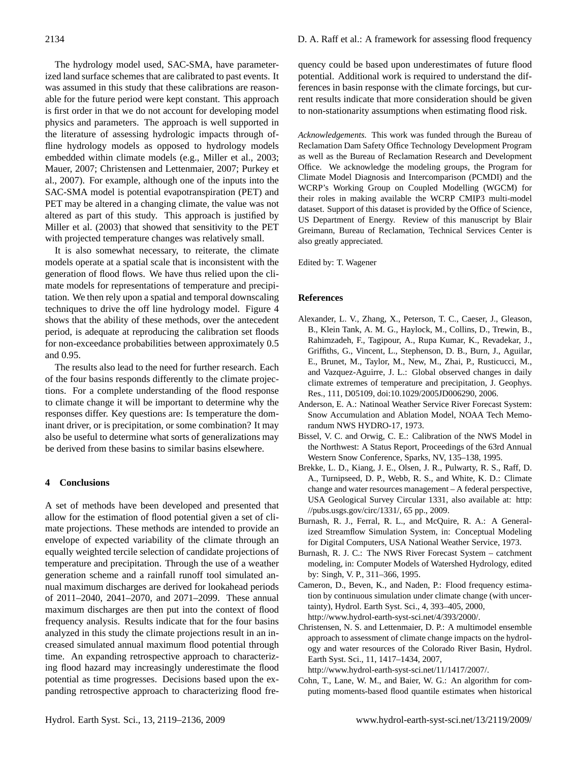The hydrology model used, SAC-SMA, have parameterized land surface schemes that are calibrated to past events. It was assumed in this study that these calibrations are reasonable for the future period were kept constant. This approach is first order in that we do not account for developing model physics and parameters. The approach is well supported in the literature of assessing hydrologic impacts through offline hydrology models as opposed to hydrology models embedded within climate models (e.g., Miller et al., 2003; Mauer, 2007; Christensen and Lettenmaier, 2007; Purkey et al., 2007). For example, although one of the inputs into the SAC-SMA model is potential evapotranspiration (PET) and PET may be altered in a changing climate, the value was not altered as part of this study. This approach is justified by Miller et al. (2003) that showed that sensitivity to the PET with projected temperature changes was relatively small.

It is also somewhat necessary, to reiterate, the climate models operate at a spatial scale that is inconsistent with the generation of flood flows. We have thus relied upon the climate models for representations of temperature and precipitation. We then rely upon a spatial and temporal downscaling techniques to drive the off line hydrology model. Figure 4 shows that the ability of these methods, over the antecedent period, is adequate at reproducing the calibration set floods for non-exceedance probabilities between approximately 0.5 and 0.95.

The results also lead to the need for further research. Each of the four basins responds differently to the climate projections. For a complete understanding of the flood response to climate change it will be important to determine why the responses differ. Key questions are: Is temperature the dominant driver, or is precipitation, or some combination? It may also be useful to determine what sorts of generalizations may be derived from these basins to similar basins elsewhere.

## 4 Conclusions

A set of methods have been developed and presented that allow for the estimation of flood potential given a set of climate projections. These methods are intended to provide an envelope of expected variability of the climate through an equally weighted tercile selection of candidate projections of temperature and precipitation. Through the use of a weather generation scheme and a rainfall runoff tool simulated annual maximum discharges are derived for lookahead periods of 2011–2040, 2041–2070, and 2071–2099. These annual maximum discharges are then put into the context of flood frequency analysis. Results indicate that for the four basins analyzed in this study the climate projections result in an increased simulated annual maximum flood potential through time. An expanding retrospective approach to characterizing flood hazard may increasingly underestimate the flood potential as time progresses. Decisions based upon the expanding retrospective approach to characterizing flood frequency could be based upon underestimates of future flood potential. Additional work is required to understand the differences in basin response with the climate forcings, but current results indicate that more consideration should be given to non-stationarity assumptions when estimating flood risk.

*Acknowledgements.* This work was funded through the Bureau of Reclamation Dam Safety Office Technology Development Program as well as the Bureau of Reclamation Research and Development Office. We acknowledge the modeling groups, the Program for Climate Model Diagnosis and Intercomparison (PCMDI) and the WCRP's Working Group on Coupled Modelling (WGCM) for their roles in making available the WCRP CMIP3 multi-model dataset. Support of this dataset is provided by the Office of Science, US Department of Energy. Review of this manuscript by Blair Greimann, Bureau of Reclamation, Technical Services Center is also greatly appreciated.

Edited by: T. Wagener

## References

Alexander, L. V., Zhang, X., Peterson, T. C., Caeser, J., Gleason, B., Klein Tank, A. M. G., Haylock, M., Collins, D., Trewin, B., Rahimzadeh, F., Tagipour, A., Rupa Kumar, K., Revadekar, J., Griffiths, G., Vincent, L., Stephenson, D. B., Burn, J., Aguilar, E., Brunet, M., Taylor, M., New, M., Zhai, P., Rusticucci, M., and Vazquez-Aguirre, J. L.: Global observed changes in daily climate extremes of temperature and precipitation, J. Geophys. Res., 111, D05109, doi:10.1029/2005JD006290, 2006.

Anderson, E. A.: Natinoal Weather Service River Forecast System: Snow Accumulation and Ablation Model, NOAA Tech Memorandum NWS HYDRO-17, 1973.

Bissel, V. C. and Orwig, C. E.: Calibration of the NWS Model in the Northwest: A Status Report, Proceedings of the 63rd Annual Western Snow Conference, Sparks, NV, 135–138, 1995.

Brekke, L. D., Kiang, J. E., Olsen, J. R., Pulwarty, R. S., Raff, D. A., Turnipseed, D. P., Webb, R. S., and White, K. D.: Climate change and water resources management – A federal perspective, USA Geological Survey Circular 1331, also available at: http://pubs.usgs.gov/circ/1331/, 65 pp., 2009.

Burnash, R. J., Ferral, R. L., and McQuire, R. A.: A Generalized Streamflow Simulation System, in: Conceptual Modeling for Digital Computers, USA National Weather Service, 1973.

Burnash, R. J. C.: The NWS River Forecast System – catchment modeling, in: Computer Models of Watershed Hydrology, edited by: Singh, V. P., 311–366, 1995.

Cameron, D., Beven, K., and Naden, P.: Flood frequency estimation by continuous simulation under climate change (with uncertainty), Hydrol. Earth Syst. Sci., 4, 393–405, 2000, http://www.hydrol-earth-syst-sci.net/4/393/2000/.

Christensen, N. S. and Lettenmaier, D. P.: A multimodel ensemble approach to assessment of climate change impacts on the hydrology and water resources of the Colorado River Basin, Hydrol. Earth Syst. Sci., 11, 1417–1434, 2007, http://www.hydrol-earth-syst-sci.net/11/1417/2007/.

Cohn, T., Lane, W. M., and Baier, W. G.: An algorithm for computing moments-based flood quantile estimates when historical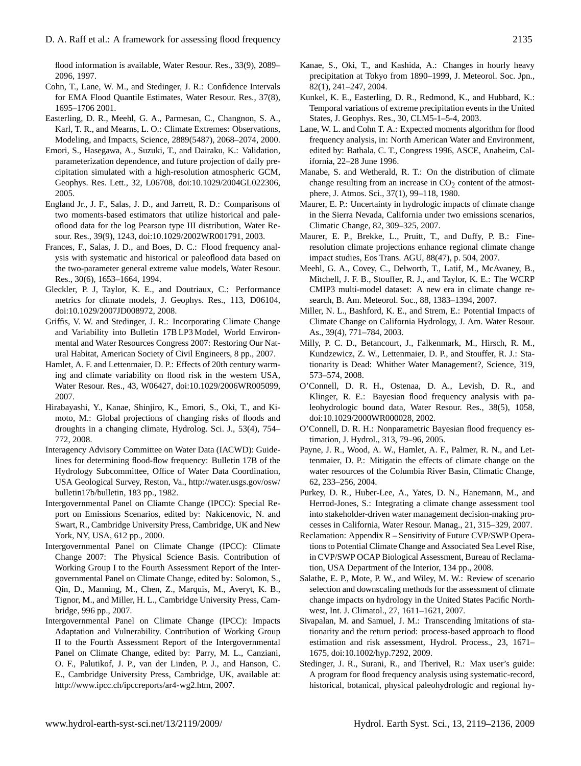flood information is available, Water Resour. Res., 33(9), 2089–2096, 1997.

Cohn, T., Lane, W. M., and Stedinger, J. R.: Confidence Intervals for EMA Flood Quantile Estimates, Water Resour. Res., 37(8), 1695–1706 2001.

Easterling, D. R., Meehl, G. A., Parmesan, C., Changnon, S. A., Karl, T. R., and Mearns, L. O.: Climate Extremes: Observations, Modeling, and Impacts, Science, 2889(5487), 2068–2074, 2000.

Emori, S., Hasegawa, A., Suzuki, T., and Dairaku, K.: Validation, parameterization dependence, and future projection of daily precipitation simulated with a high-resolution atmospheric GCM, Geophys. Res. Lett., 32, L06708, doi:10.1029/2004GL022306, 2005.

England Jr., J. F., Salas, J. D., and Jarrett, R. D.: Comparisons of two moments-based estimators that utilize historical and paleoflood data for the log Pearson type III distribution, Water Resour. Res., 39(9), 1243, doi:10.1029/2002WR001791, 2003.

Frances, F., Salas, J. D., and Boes, D. C.: Flood frequency analysis with systematic and historical or paleoflood data based on the two-parameter general extreme value models, Water Resour. Res., 30(6), 1653–1664, 1994.

Gleckler, P. J, Taylor, K. E., and Doutriaux, C.: Performance metrics for climate models, J. Geophys. Res., 113, D06104, doi:10.1029/2007JD008972, 2008.

Griffis, V. W. and Stedinger, J. R.: Incorporating Climate Change and Variability into Bulletin 17B LP3 Model, World Environmental and Water Resources Congress 2007: Restoring Our Natural Habitat, American Society of Civil Engineers, 8 pp., 2007.

Hamlet, A. F. and Lettenmaier, D. P.: Effects of 20th century warming and climate variability on flood risk in the western USA, Water Resour. Res., 43, W06427, doi:10.1029/2006WR005099, 2007.

Hirabayashi, Y., Kanae, Shinjiro, K., Emori, S., Oki, T., and Kimoto, M.: Global projections of changing risks of floods and droughts in a changing climate, Hydrolog. Sci. J., 53(4), 754–772, 2008.

Interagency Advisory Committee on Water Data (IACWD): Guidelines for determining flood-flow frequency: Bulletin 17B of the Hydrology Subcommittee, Office of Water Data Coordination, USA Geological Survey, Reston, Va., http://water.usgs.gov/osw/bulletin17b/bulletin, 183 pp., 1982.

Intergovernmental Panel on Cliamte Change (IPCC): Special Report on Emissions Scenarios, edited by: Nakicenovic, N. and Swart, R., Cambridge University Press, Cambridge, UK and New York, NY, USA, 612 pp., 2000.

Intergovernmental Panel on Climate Change (IPCC): Climate Change 2007: The Physical Science Basis. Contribution of Working Group I to the Fourth Assessment Report of the Intergovernmental Panel on Climate Change, edited by: Solomon, S., Qin, D., Manning, M., Chen, Z., Marquis, M., Averyt, K. B., Tignor, M., and Miller, H. L., Cambridge University Press, Cambridge, 996 pp., 2007.

Intergovernmental Panel on Climate Change (IPCC): Impacts Adaptation and Vulnerability. Contribution of Working Group II to the Fourth Assessment Report of the Intergovernmental Panel on Climate Change, edited by: Parry, M. L., Canziani, O. F., Palutikof, J. P., van der Linden, P. J., and Hanson, C. E., Cambridge University Press, Cambridge, UK, available at: http://www.ipcc.ch/ipccreports/ar4-wg2.htm, 2007.

Kanae, S., Oki, T., and Kashida, A.: Changes in hourly heavy precipitation at Tokyo from 1890–1999, J. Meteorol. Soc. Jpn., 82(1), 241–247, 2004.

Kunkel, K. E., Easterling, D. R., Redmond, K., and Hubbard, K.: Temporal variations of extreme precipitation events in the United States, J. Geophys. Res., 30, CLM5-1–5-4, 2003.

Lane, W. L. and Cohn T. A.: Expected moments algorithm for flood frequency analysis, in: North American Water and Environment, edited by: Bathala, C. T., Congress 1996, ASCE, Anaheim, California, 22–28 June 1996.

Manabe, S. and Wetherald, R. T.: On the distribution of climate change resulting from an increase in $CO_2$ content of the atmostphere, J. Atmos. Sci., 37(1), 99–118, 1980.

Maurer, E. P.: Uncertainty in hydrologic impacts of climate change in the Sierra Nevada, California under two emissions scenarios, Climatic Change, 82, 309–325, 2007.

Maurer, E. P., Brekke, L., Pruitt, T., and Duffy, P. B.: Fine-resolution climate projections enhance regional climate change impact studies, Eos Trans. AGU, 88(47), p. 504, 2007.

Meehl, G. A., Covey, C., Delworth, T., Latif, M., McAvaney, B., Mitchell, J. F. B., Stouffer, R. J., and Taylor, K. E.: The WCRP CMIP3 multi-model dataset: A new era in climate change research, B. Am. Meteorol. Soc., 88, 1383–1394, 2007.

Miller, N. L., Bashford, K. E., and Strem, E.: Potential Impacts of Climate Change on California Hydrology, J. Am. Water Resour. As., 39(4), 771–784, 2003.

Milly, P. C. D., Betancourt, J., Falkenmark, M., Hirsch, R. M., Kundzewicz, Z. W., Lettenmaier, D. P., and Stouffer, R. J.: Stationarity is Dead: Whither Water Management?, Science, 319, 573–574, 2008.

O'Connell, D. R. H., Ostenaa, D. A., Levish, D. R., and Klinger, R. E.: Bayesian flood frequency analysis with paleohydrologic bound data, Water Resour. Res., 38(5), 1058, doi:10.1029/2000WR000028, 2002.

O'Connell, D. R. H.: Nonparametric Bayesian flood frequency estimation, J. Hydrol., 313, 79–96, 2005.

Payne, J. R., Wood, A. W., Hamlet, A. F., Palmer, R. N., and Lettenmaier, D. P.: Mitigatin the effects of climate change on the water resources of the Columbia River Basin, Climatic Change, 62, 233–256, 2004.

Purkey, D. R., Huber-Lee, A., Yates, D. N., Hanemann, M., and Herrod-Jones, S.: Integrating a climate change assessment tool into stakeholder-driven water management decision-making processes in California, Water Resour. Manag., 21, 315–329, 2007.

Reclamation: Appendix R – Sensitivity of Future CVP/SWP Operations to Potential Climate Change and Associated Sea Level Rise, in CVP/SWP OCAP Biological Assessment, Bureau of Reclamation, USA Department of the Interior, 134 pp., 2008.

Salathe, E. P., Mote, P. W., and Wiley, M. W.: Review of scenario selection and downscaling methods for the assessment of climate change impacts on hydrology in the United States Pacific Northwest, Int. J. Climatol., 27, 1611–1621, 2007.

Sivapalan, M. and Samuel, J. M.: Transcending lmitations of stationarity and the return period: process-based approach to flood estimation and risk assessment, Hydrol. Process., 23, 1671–1675, doi:10.1002/hyp.7292, 2009.

Stedinger, J. R., Surani, R., and Therivel, R.: Max user's guide: A program for flood frequency analysis using systematic-record, historical, botanical, physical paleohydrologic and regional hy-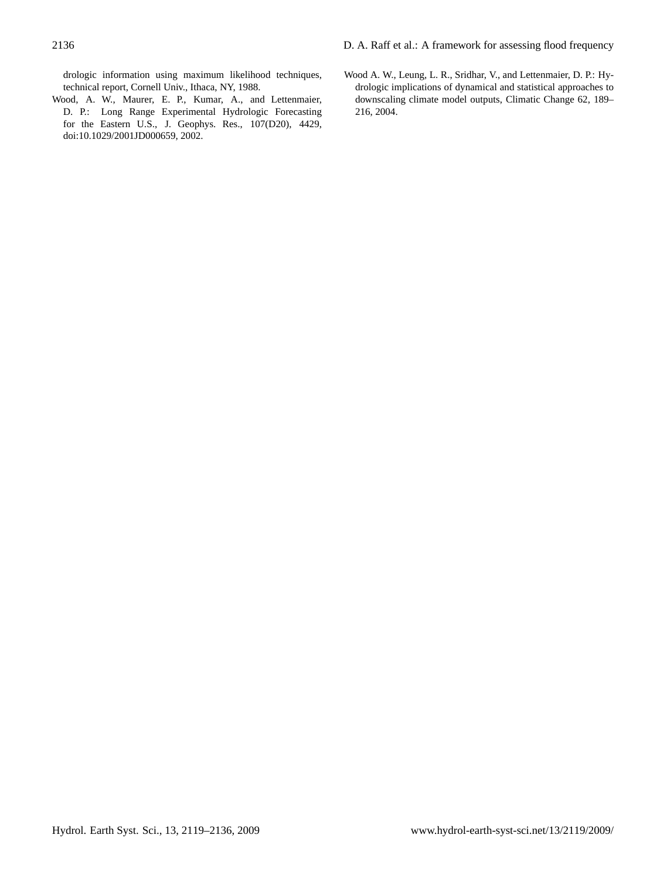drologic information using maximum likelihood techniques, technical report, Cornell Univ., Ithaca, NY, 1988.

Wood, A. W., Maurer, E. P., Kumar, A., and Lettenmaier, D. P.: Long Range Experimental Hydrologic Forecasting for the Eastern U.S., J. Geophys. Res., 107(D20), 4429, doi:10.1029/2001JD000659, 2002.

Wood A. W., Leung, L. R., Sridhar, V., and Lettenmaier, D. P.: Hydrologic implications of dynamical and statistical approaches to downscaling climate model outputs, Climatic Change 62, 189–216, 2004.